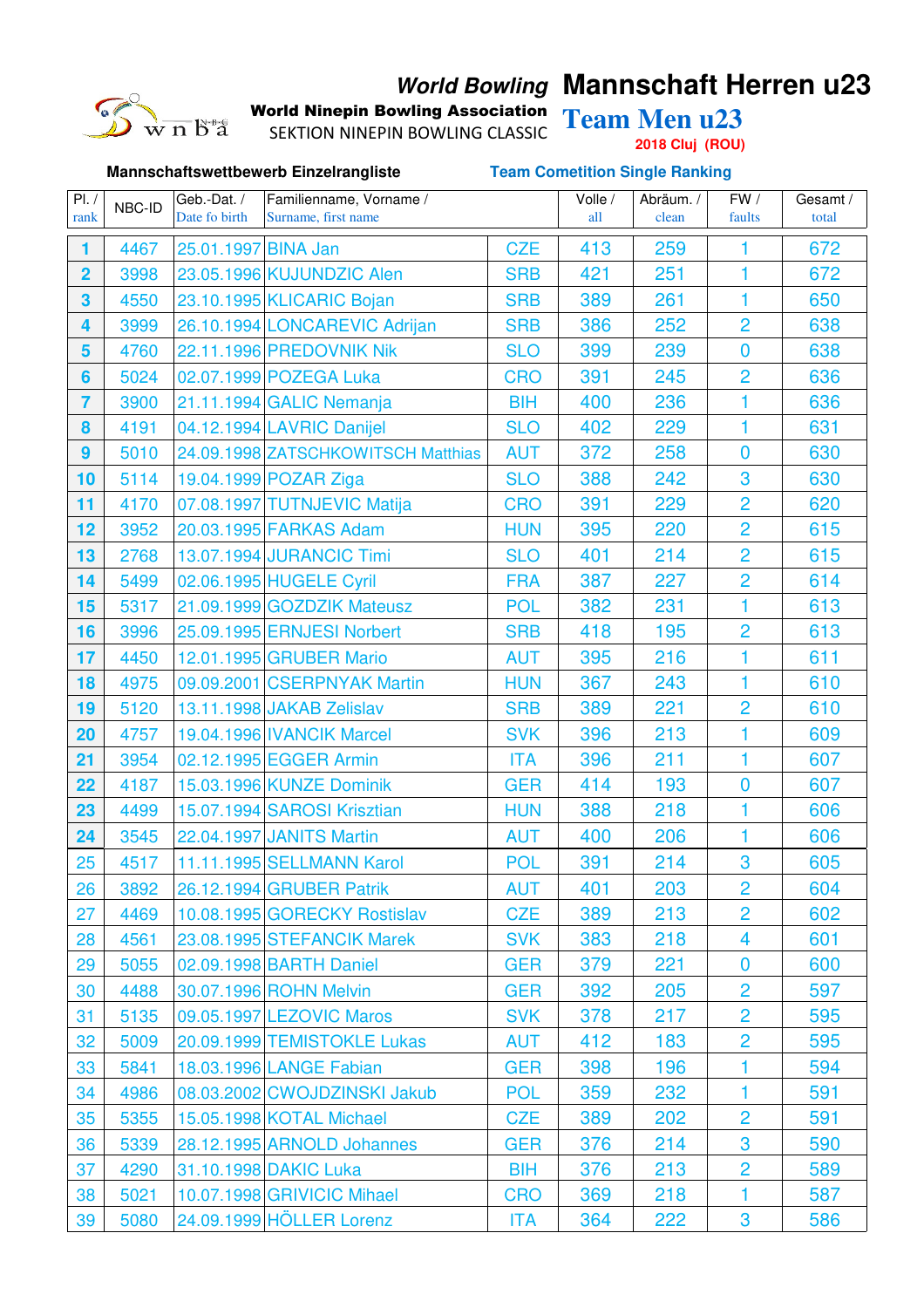# World Bowling Mannschaft Herren u23

**World Ninepin Bowling Association**
SEKTION NINEPIN BOWLING CLASSIC

## Team Men u23

**2018 Cluj (ROU)**

**Mannschaftswettbewerb Einzelrangliste** — **Team Cometition Single Ranking**

| Pl. / rank | NBC-ID | Geb.-Dat. / Date fo birth | Familienname, Vorname / Surname, first name | | Volle / all | Abräum. / clean | FW / faults | Gesamt / total |
|---|---|---|---|---|---|---|---|---|
| 1 | 4467 | 25.01.1997 | BINA Jan | CZE | 413 | 259 | 1 | 672 |
| 2 | 3998 | 23.05.1996 | KUJUNDZIC Alen | SRB | 421 | 251 | 1 | 672 |
| 3 | 4550 | 23.10.1995 | KLICARIC Bojan | SRB | 389 | 261 | 1 | 650 |
| 4 | 3999 | 26.10.1994 | LONCAREVIC Adrijan | SRB | 386 | 252 | 2 | 638 |
| 5 | 4760 | 22.11.1996 | PREDOVNIK Nik | SLO | 399 | 239 | 0 | 638 |
| 6 | 5024 | 02.07.1999 | POZEGA Luka | CRO | 391 | 245 | 2 | 636 |
| 7 | 3900 | 21.11.1994 | GALIC Nemanja | BIH | 400 | 236 | 1 | 636 |
| 8 | 4191 | 04.12.1994 | LAVRIC Danijel | SLO | 402 | 229 | 1 | 631 |
| 9 | 5010 | 24.09.1998 | ZATSCHKOWITSCH Matthias | AUT | 372 | 258 | 0 | 630 |
| 10 | 5114 | 19.04.1999 | POZAR Ziga | SLO | 388 | 242 | 3 | 630 |
| 11 | 4170 | 07.08.1997 | TUTNJEVIC Matija | CRO | 391 | 229 | 2 | 620 |
| 12 | 3952 | 20.03.1995 | FARKAS Adam | HUN | 395 | 220 | 2 | 615 |
| 13 | 2768 | 13.07.1994 | JURANCIC Timi | SLO | 401 | 214 | 2 | 615 |
| 14 | 5499 | 02.06.1995 | HUGELE Cyril | FRA | 387 | 227 | 2 | 614 |
| 15 | 5317 | 21.09.1999 | GOZDZIK Mateusz | POL | 382 | 231 | 1 | 613 |
| 16 | 3996 | 25.09.1995 | ERNJESI Norbert | SRB | 418 | 195 | 2 | 613 |
| 17 | 4450 | 12.01.1995 | GRUBER Mario | AUT | 395 | 216 | 1 | 611 |
| 18 | 4975 | 09.09.2001 | CSERPNYAK Martin | HUN | 367 | 243 | 1 | 610 |
| 19 | 5120 | 13.11.1998 | JAKAB Zelislav | SRB | 389 | 221 | 2 | 610 |
| 20 | 4757 | 19.04.1996 | IVANCIK Marcel | SVK | 396 | 213 | 1 | 609 |
| 21 | 3954 | 02.12.1995 | EGGER Armin | ITA | 396 | 211 | 1 | 607 |
| 22 | 4187 | 15.03.1996 | KUNZE Dominik | GER | 414 | 193 | 0 | 607 |
| 23 | 4499 | 15.07.1994 | SAROSI Krisztian | HUN | 388 | 218 | 1 | 606 |
| 24 | 3545 | 22.04.1997 | JANITS Martin | AUT | 400 | 206 | 1 | 606 |
| 25 | 4517 | 11.11.1995 | SELLMANN Karol | POL | 391 | 214 | 3 | 605 |
| 26 | 3892 | 26.12.1994 | GRUBER Patrik | AUT | 401 | 203 | 2 | 604 |
| 27 | 4469 | 10.08.1995 | GORECKY Rostislav | CZE | 389 | 213 | 2 | 602 |
| 28 | 4561 | 23.08.1995 | STEFANCIK Marek | SVK | 383 | 218 | 4 | 601 |
| 29 | 5055 | 02.09.1998 | BARTH Daniel | GER | 379 | 221 | 0 | 600 |
| 30 | 4488 | 30.07.1996 | ROHN Melvin | GER | 392 | 205 | 2 | 597 |
| 31 | 5135 | 09.05.1997 | LEZOVIC Maros | SVK | 378 | 217 | 2 | 595 |
| 32 | 5009 | 20.09.1999 | TEMISTOKLE Lukas | AUT | 412 | 183 | 2 | 595 |
| 33 | 5841 | 18.03.1996 | LANGE Fabian | GER | 398 | 196 | 1 | 594 |
| 34 | 4986 | 08.03.2002 | CWOJDZINSKI Jakub | POL | 359 | 232 | 1 | 591 |
| 35 | 5355 | 15.05.1998 | KOTAL Michael | CZE | 389 | 202 | 2 | 591 |
| 36 | 5339 | 28.12.1995 | ARNOLD Johannes | GER | 376 | 214 | 3 | 590 |
| 37 | 4290 | 31.10.1998 | DAKIC Luka | BIH | 376 | 213 | 2 | 589 |
| 38 | 5021 | 10.07.1998 | GRIVICIC Mihael | CRO | 369 | 218 | 1 | 587 |
| 39 | 5080 | 24.09.1999 | HÖLLER Lorenz | ITA | 364 | 222 | 3 | 586 |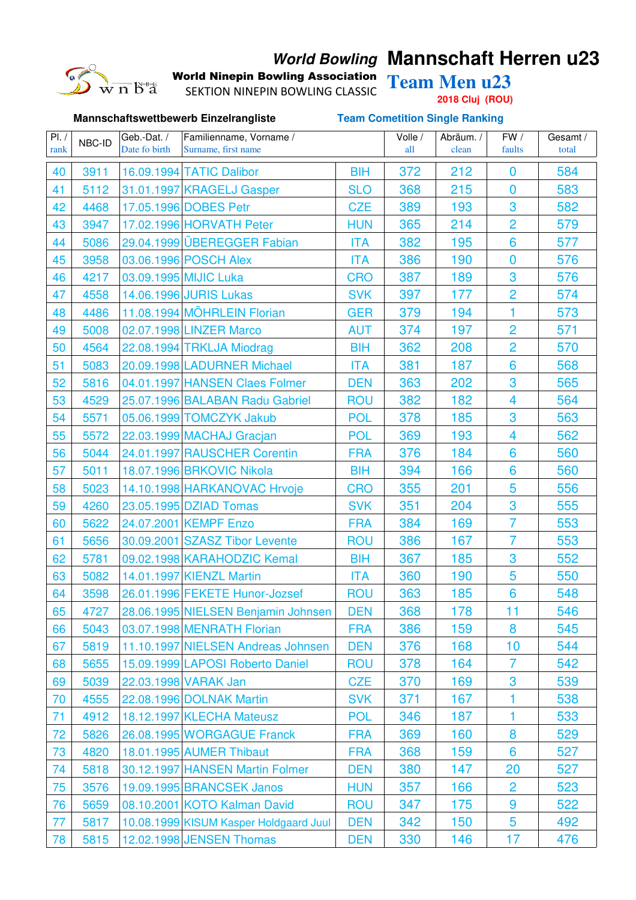# World Bowling Mannschaft Herren u23

**World Ninepin Bowling Association**
SEKTION NINEPIN BOWLING CLASSIC

## Team Men u23

2018 Cluj (ROU)

**Mannschaftswettbewerb Einzelrangliste** — **Team Cometition Single Ranking**

| Pl. / rank | NBC-ID | Geb.-Dat. / Date fo birth | Familienname, Vorname / Surname, first name | | Volle / all | Abräum. / clean | FW / faults | Gesamt / total |
|---|---|---|---|---|---|---|---|---|
| 40 | 3911 | 16.09.1994 | TATIC Dalibor | BIH | 372 | 212 | 0 | 584 |
| 41 | 5112 | 31.01.1997 | KRAGELJ Gasper | SLO | 368 | 215 | 0 | 583 |
| 42 | 4468 | 17.05.1996 | DOBES Petr | CZE | 389 | 193 | 3 | 582 |
| 43 | 3947 | 17.02.1996 | HORVATH Peter | HUN | 365 | 214 | 2 | 579 |
| 44 | 5086 | 29.04.1999 | ÜBEREGGER Fabian | ITA | 382 | 195 | 6 | 577 |
| 45 | 3958 | 03.06.1996 | POSCH Alex | ITA | 386 | 190 | 0 | 576 |
| 46 | 4217 | 03.09.1995 | MIJIC Luka | CRO | 387 | 189 | 3 | 576 |
| 47 | 4558 | 14.06.1996 | JURIS Lukas | SVK | 397 | 177 | 2 | 574 |
| 48 | 4486 | 11.08.1994 | MÖHRLEIN Florian | GER | 379 | 194 | 1 | 573 |
| 49 | 5008 | 02.07.1998 | LINZER Marco | AUT | 374 | 197 | 2 | 571 |
| 50 | 4564 | 22.08.1994 | TRKLJA Miodrag | BIH | 362 | 208 | 2 | 570 |
| 51 | 5083 | 20.09.1998 | LADURNER Michael | ITA | 381 | 187 | 6 | 568 |
| 52 | 5816 | 04.01.1997 | HANSEN Claes Folmer | DEN | 363 | 202 | 3 | 565 |
| 53 | 4529 | 25.07.1996 | BALABAN Radu Gabriel | ROU | 382 | 182 | 4 | 564 |
| 54 | 5571 | 05.06.1999 | TOMCZYK Jakub | POL | 378 | 185 | 3 | 563 |
| 55 | 5572 | 22.03.1999 | MACHAJ Gracjan | POL | 369 | 193 | 4 | 562 |
| 56 | 5044 | 24.01.1997 | RAUSCHER Corentin | FRA | 376 | 184 | 6 | 560 |
| 57 | 5011 | 18.07.1996 | BRKOVIC Nikola | BIH | 394 | 166 | 6 | 560 |
| 58 | 5023 | 14.10.1998 | HARKANOVAC Hrvoje | CRO | 355 | 201 | 5 | 556 |
| 59 | 4260 | 23.05.1995 | DZIAD Tomas | SVK | 351 | 204 | 3 | 555 |
| 60 | 5622 | 24.07.2001 | KEMPF Enzo | FRA | 384 | 169 | 7 | 553 |
| 61 | 5656 | 30.09.2001 | SZASZ Tibor Levente | ROU | 386 | 167 | 7 | 553 |
| 62 | 5781 | 09.02.1998 | KARAHODZIC Kemal | BIH | 367 | 185 | 3 | 552 |
| 63 | 5082 | 14.01.1997 | KIENZL Martin | ITA | 360 | 190 | 5 | 550 |
| 64 | 3598 | 26.01.1996 | FEKETE Hunor-Jozsef | ROU | 363 | 185 | 6 | 548 |
| 65 | 4727 | 28.06.1995 | NIELSEN Benjamin Johnsen | DEN | 368 | 178 | 11 | 546 |
| 66 | 5043 | 03.07.1998 | MENRATH Florian | FRA | 386 | 159 | 8 | 545 |
| 67 | 5819 | 11.10.1997 | NIELSEN Andreas Johnsen | DEN | 376 | 168 | 10 | 544 |
| 68 | 5655 | 15.09.1999 | LAPOSI Roberto Daniel | ROU | 378 | 164 | 7 | 542 |
| 69 | 5039 | 22.03.1998 | VARAK Jan | CZE | 370 | 169 | 3 | 539 |
| 70 | 4555 | 22.08.1996 | DOLNAK Martin | SVK | 371 | 167 | 1 | 538 |
| 71 | 4912 | 18.12.1997 | KLECHA Mateusz | POL | 346 | 187 | 1 | 533 |
| 72 | 5826 | 26.08.1995 | WORGAGUE Franck | FRA | 369 | 160 | 8 | 529 |
| 73 | 4820 | 18.01.1995 | AUMER Thibaut | FRA | 368 | 159 | 6 | 527 |
| 74 | 5818 | 30.12.1997 | HANSEN Martin Folmer | DEN | 380 | 147 | 20 | 527 |
| 75 | 3576 | 19.09.1995 | BRANCSEK Janos | HUN | 357 | 166 | 2 | 523 |
| 76 | 5659 | 08.10.2001 | KOTO Kalman David | ROU | 347 | 175 | 9 | 522 |
| 77 | 5817 | 10.08.1999 | KISUM Kasper Holdgaard Juul | DEN | 342 | 150 | 5 | 492 |
| 78 | 5815 | 12.02.1998 | JENSEN Thomas | DEN | 330 | 146 | 17 | 476 |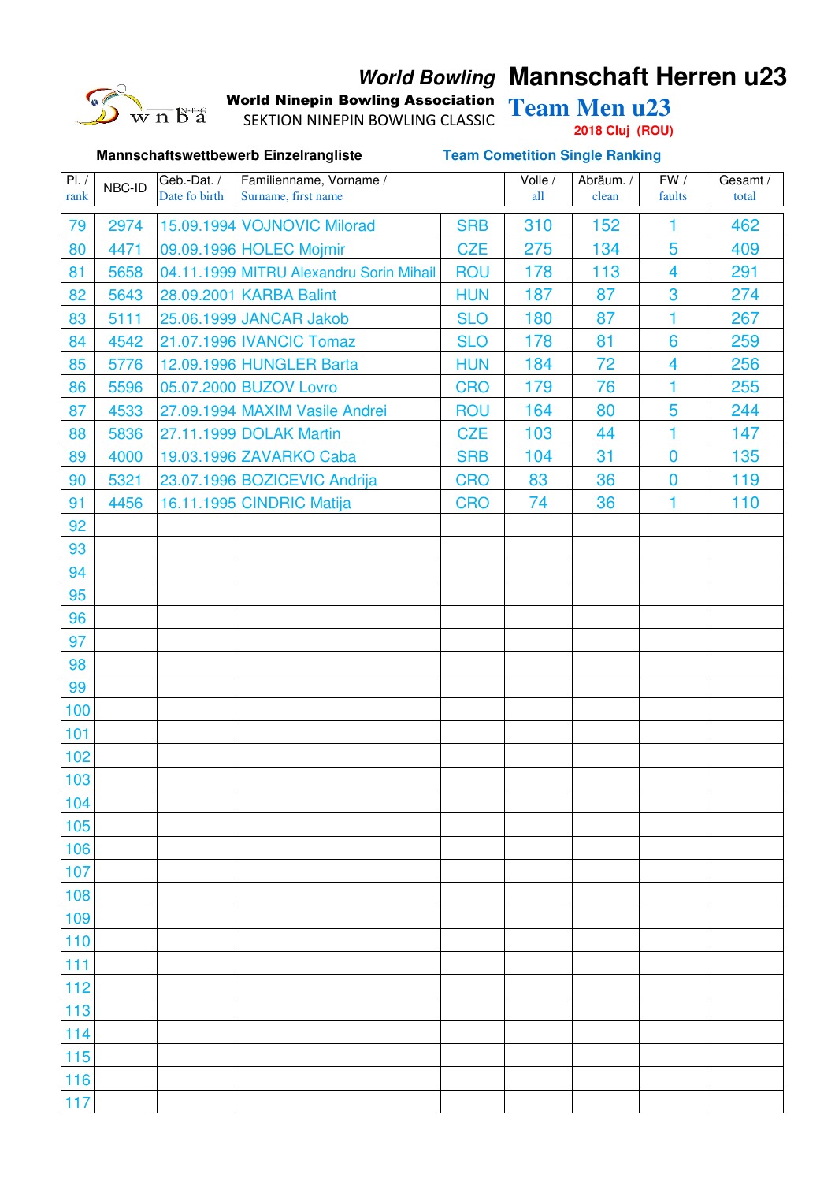*World Bowling* **Mannschaft Herren u23**

**World Ninepin Bowling Association**
SEKTION NINEPIN BOWLING CLASSIC

**Team Men u23**

**2018 Cluj (ROU)**

**Mannschaftswettbewerb Einzelrangliste** **Team Cometition Single Ranking**

| Pl. / rank | NBC-ID | Geb.-Dat. / Date fo birth | Familienname, Vorname / Surname, first name | | Volle / all | Abräum. / clean | FW / faults | Gesamt / total |
|---|---|---|---|---|---|---|---|---|
| 79 | 2974 | 15.09.1994 | VOJNOVIC Milorad | SRB | 310 | 152 | 1 | 462 |
| 80 | 4471 | 09.09.1996 | HOLEC Mojmir | CZE | 275 | 134 | 5 | 409 |
| 81 | 5658 | 04.11.1999 | MITRU Alexandru Sorin Mihail | ROU | 178 | 113 | 4 | 291 |
| 82 | 5643 | 28.09.2001 | KARBA Balint | HUN | 187 | 87 | 3 | 274 |
| 83 | 5111 | 25.06.1999 | JANCAR Jakob | SLO | 180 | 87 | 1 | 267 |
| 84 | 4542 | 21.07.1996 | IVANCIC Tomaz | SLO | 178 | 81 | 6 | 259 |
| 85 | 5776 | 12.09.1996 | HUNGLER Barta | HUN | 184 | 72 | 4 | 256 |
| 86 | 5596 | 05.07.2000 | BUZOV Lovro | CRO | 179 | 76 | 1 | 255 |
| 87 | 4533 | 27.09.1994 | MAXIM Vasile Andrei | ROU | 164 | 80 | 5 | 244 |
| 88 | 5836 | 27.11.1999 | DOLAK Martin | CZE | 103 | 44 | 1 | 147 |
| 89 | 4000 | 19.03.1996 | ZAVARKO Caba | SRB | 104 | 31 | 0 | 135 |
| 90 | 5321 | 23.07.1996 | BOZICEVIC Andrija | CRO | 83 | 36 | 0 | 119 |
| 91 | 4456 | 16.11.1995 | CINDRIC Matija | CRO | 74 | 36 | 1 | 110 |
| 92 | | | | | | | | |
| 93 | | | | | | | | |
| 94 | | | | | | | | |
| 95 | | | | | | | | |
| 96 | | | | | | | | |
| 97 | | | | | | | | |
| 98 | | | | | | | | |
| 99 | | | | | | | | |
| 100 | | | | | | | | |
| 101 | | | | | | | | |
| 102 | | | | | | | | |
| 103 | | | | | | | | |
| 104 | | | | | | | | |
| 105 | | | | | | | | |
| 106 | | | | | | | | |
| 107 | | | | | | | | |
| 108 | | | | | | | | |
| 109 | | | | | | | | |
| 110 | | | | | | | | |
| 111 | | | | | | | | |
| 112 | | | | | | | | |
| 113 | | | | | | | | |
| 114 | | | | | | | | |
| 115 | | | | | | | | |
| 116 | | | | | | | | |
| 117 | | | | | | | | |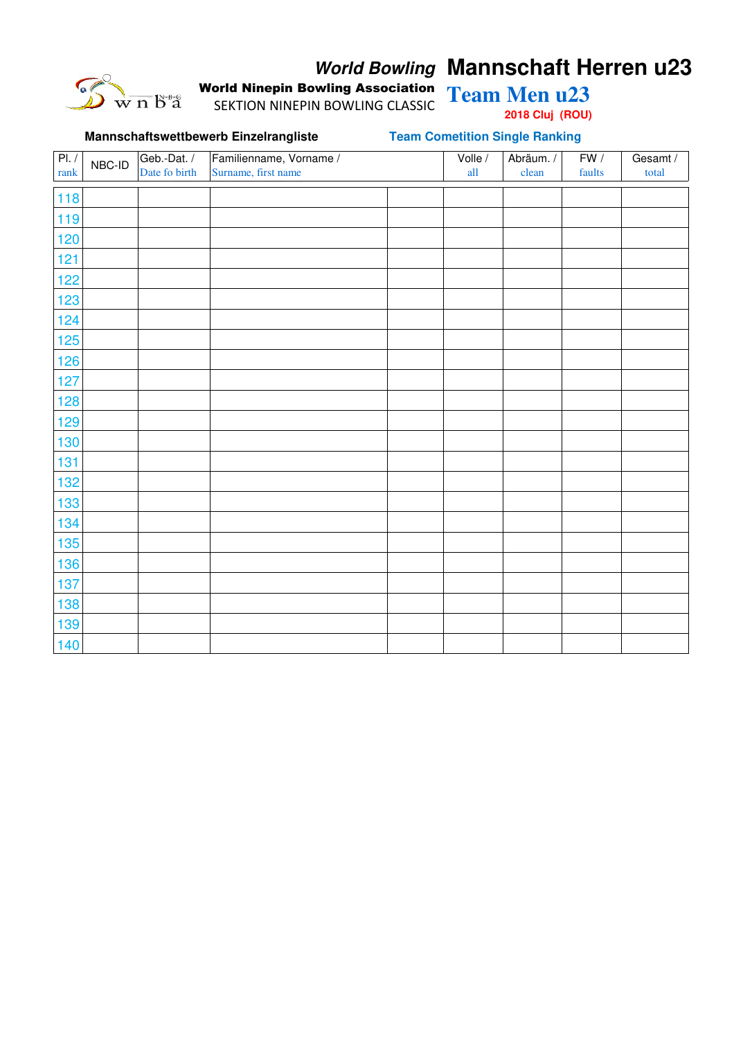*World Bowling* **Mannschaft Herren u23**

**World Ninepin Bowling Association**

SEKTION NINEPIN BOWLING CLASSIC

**Team Men u23**

**2018 Cluj (ROU)**

**Mannschaftswettbewerb Einzelrangliste** **Team Cometition Single Ranking**

| Pl. / rank | NBC-ID | Geb.-Dat. / Date fo birth | Familienname, Vorname / Surname, first name | | Volle / all | Abräum. / clean | FW / faults | Gesamt / total |
|---|---|---|---|---|---|---|---|---|
| 118 | | | | | | | | |
| 119 | | | | | | | | |
| 120 | | | | | | | | |
| 121 | | | | | | | | |
| 122 | | | | | | | | |
| 123 | | | | | | | | |
| 124 | | | | | | | | |
| 125 | | | | | | | | |
| 126 | | | | | | | | |
| 127 | | | | | | | | |
| 128 | | | | | | | | |
| 129 | | | | | | | | |
| 130 | | | | | | | | |
| 131 | | | | | | | | |
| 132 | | | | | | | | |
| 133 | | | | | | | | |
| 134 | | | | | | | | |
| 135 | | | | | | | | |
| 136 | | | | | | | | |
| 137 | | | | | | | | |
| 138 | | | | | | | | |
| 139 | | | | | | | | |
| 140 | | | | | | | | |